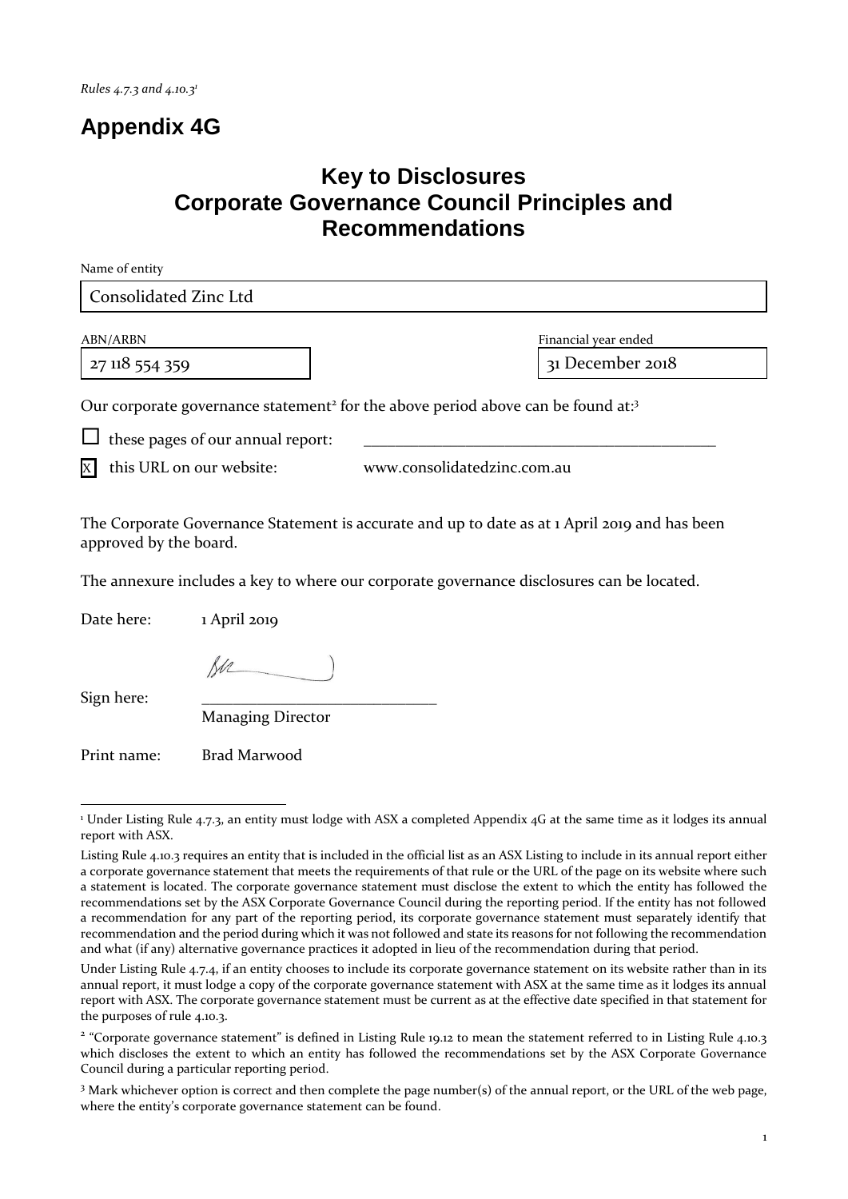*Rules 4.7.3 and 4.10.3*[1]

# Appendix 4G

## Key to Disclosures
## Corporate Governance Council Principles and Recommendations

Name of entity

Consolidated Zinc Ltd

| ABN/ARBN | Financial year ended |
|---|---|
| 27 118 554 359 | 31 December 2018 |

Our corporate governance statement[2] for the above period above can be found at:[3]

☐ these pages of our annual report: \_\_\_\_\_\_\_\_\_\_\_\_\_\_\_\_\_\_\_\_\_\_\_\_\_\_\_\_\_\_\_\_\_\_\_\_\_\_\_\_

☒ this URL on our website: www.consolidatedzinc.com.au

The Corporate Governance Statement is accurate and up to date as at 1 April 2019 and has been approved by the board.

The annexure includes a key to where our corporate governance disclosures can be located.

Date here: 1 April 2019

Sign here: \_\_\_\_\_\_\_\_\_\_\_\_\_\_\_\_\_\_\_\_\_\_\_\_\_\_\_\_\_\_
Managing Director

Print name: Brad Marwood

---

[1] Under Listing Rule 4.7.3, an entity must lodge with ASX a completed Appendix 4G at the same time as it lodges its annual report with ASX.

Listing Rule 4.10.3 requires an entity that is included in the official list as an ASX Listing to include in its annual report either a corporate governance statement that meets the requirements of that rule or the URL of the page on its website where such a statement is located. The corporate governance statement must disclose the extent to which the entity has followed the recommendations set by the ASX Corporate Governance Council during the reporting period. If the entity has not followed a recommendation for any part of the reporting period, its corporate governance statement must separately identify that recommendation and the period during which it was not followed and state its reasons for not following the recommendation and what (if any) alternative governance practices it adopted in lieu of the recommendation during that period.

Under Listing Rule 4.7.4, if an entity chooses to include its corporate governance statement on its website rather than in its annual report, it must lodge a copy of the corporate governance statement with ASX at the same time as it lodges its annual report with ASX. The corporate governance statement must be current as at the effective date specified in that statement for the purposes of rule 4.10.3.

[2] "Corporate governance statement" is defined in Listing Rule 19.12 to mean the statement referred to in Listing Rule 4.10.3 which discloses the extent to which an entity has followed the recommendations set by the ASX Corporate Governance Council during a particular reporting period.

[3] Mark whichever option is correct and then complete the page number(s) of the annual report, or the URL of the web page, where the entity's corporate governance statement can be found.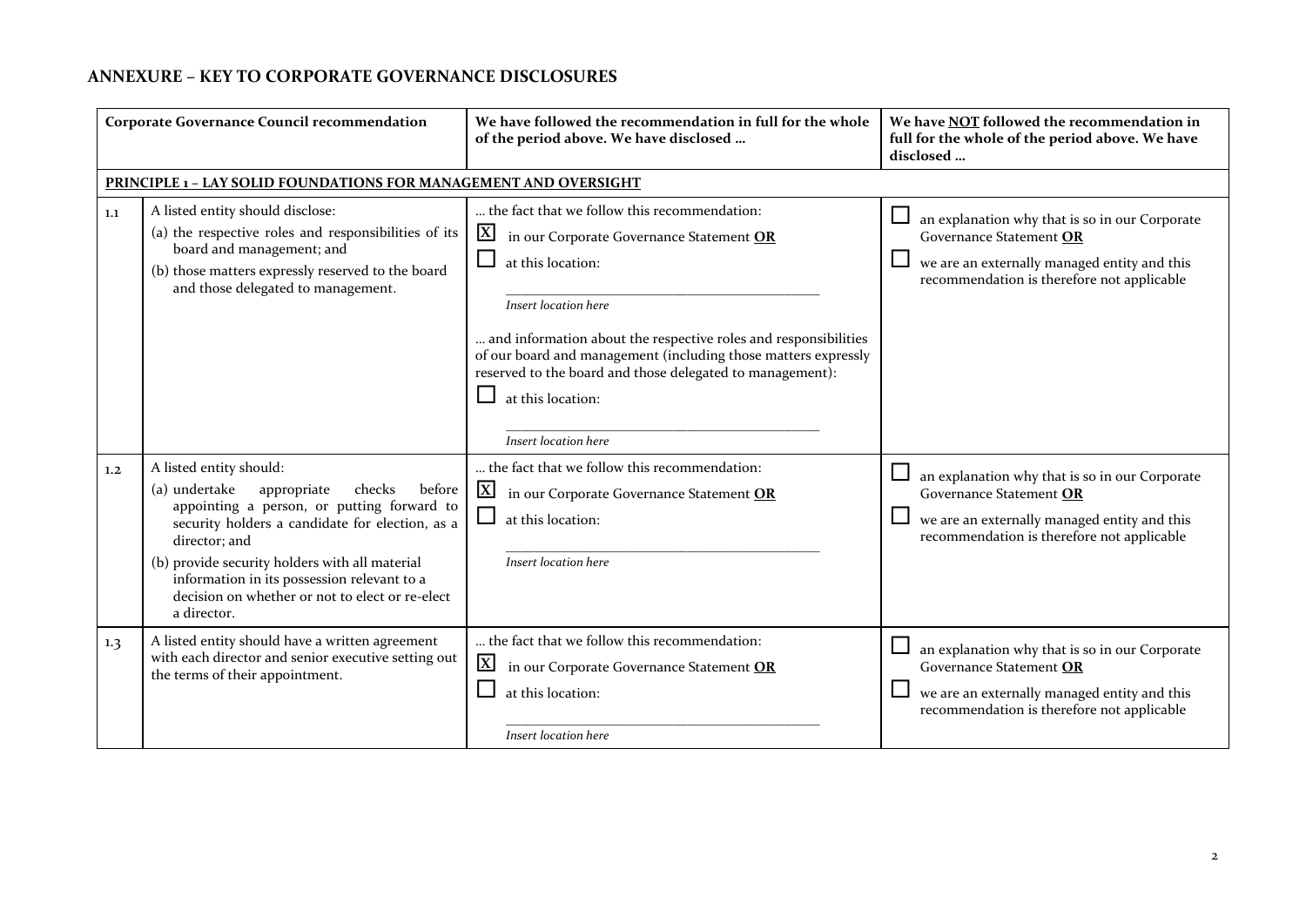## ANNEXURE – KEY TO CORPORATE GOVERNANCE DISCLOSURES

| | Corporate Governance Council recommendation | We have followed the recommendation in full for the whole of the period above. We have disclosed … | We have NOT followed the recommendation in full for the whole of the period above. We have disclosed … |
|---|---|---|---|
| **PRINCIPLE 1 – LAY SOLID FOUNDATIONS FOR MANAGEMENT AND OVERSIGHT** | | | |
| 1.1 | A listed entity should disclose:<br>(a) the respective roles and responsibilities of its board and management; and<br>(b) those matters expressly reserved to the board and those delegated to management. | … the fact that we follow this recommendation:<br>☒ in our Corporate Governance Statement **OR**<br>☐ at this location:<br>\_\_\_\_\_\_\_\_\_\_\_\_\_\_\_\_\_\_\_\_\_\_\_\_<br>*Insert location here*<br>… and information about the respective roles and responsibilities of our board and management (including those matters expressly reserved to the board and those delegated to management):<br>☐ at this location:<br>\_\_\_\_\_\_\_\_\_\_\_\_\_\_\_\_\_\_\_\_\_\_\_\_<br>*Insert location here* | ☐ an explanation why that is so in our Corporate Governance Statement **OR**<br>☐ we are an externally managed entity and this recommendation is therefore not applicable |
| 1.2 | A listed entity should:<br>(a) undertake appropriate checks before appointing a person, or putting forward to security holders a candidate for election, as a director; and<br>(b) provide security holders with all material information in its possession relevant to a decision on whether or not to elect or re-elect a director. | … the fact that we follow this recommendation:<br>☒ in our Corporate Governance Statement **OR**<br>☐ at this location:<br>\_\_\_\_\_\_\_\_\_\_\_\_\_\_\_\_\_\_\_\_\_\_\_\_<br>*Insert location here* | ☐ an explanation why that is so in our Corporate Governance Statement **OR**<br>☐ we are an externally managed entity and this recommendation is therefore not applicable |
| 1.3 | A listed entity should have a written agreement with each director and senior executive setting out the terms of their appointment. | … the fact that we follow this recommendation:<br>☒ in our Corporate Governance Statement **OR**<br>☐ at this location:<br>\_\_\_\_\_\_\_\_\_\_\_\_\_\_\_\_\_\_\_\_\_\_\_\_<br>*Insert location here* | ☐ an explanation why that is so in our Corporate Governance Statement **OR**<br>☐ we are an externally managed entity and this recommendation is therefore not applicable |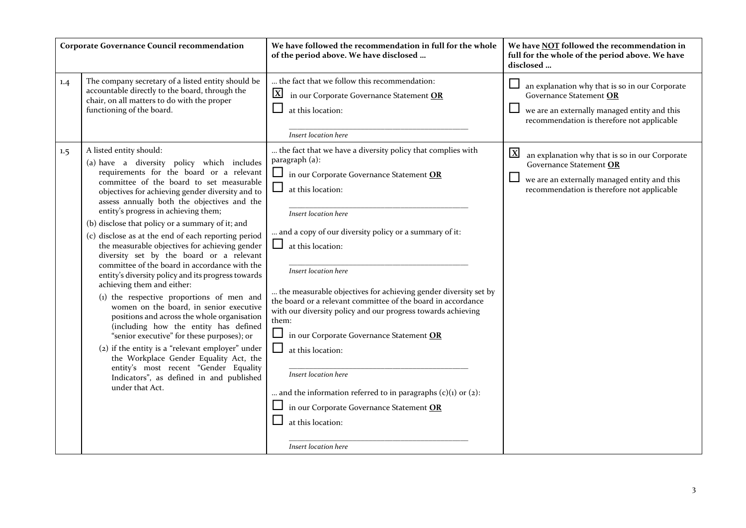| Corporate Governance Council recommendation | | We have followed the recommendation in full for the whole of the period above. We have disclosed … | We have **NOT** followed the recommendation in full for the whole of the period above. We have disclosed … |
|---|---|---|---|
| 1.4 | The company secretary of a listed entity should be accountable directly to the board, through the chair, on all matters to do with the proper functioning of the board. | … the fact that we follow this recommendation:<br>☒ in our Corporate Governance Statement **OR**<br>☐ at this location:<br>_______________<br>*Insert location here* | ☐ an explanation why that is so in our Corporate Governance Statement **OR**<br>☐ we are an externally managed entity and this recommendation is therefore not applicable |
| 1.5 | A listed entity should:<br>(a) have a diversity policy which includes requirements for the board or a relevant committee of the board to set measurable objectives for achieving gender diversity and to assess annually both the objectives and the entity's progress in achieving them;<br>(b) disclose that policy or a summary of it; and<br>(c) disclose as at the end of each reporting period the measurable objectives for achieving gender diversity set by the board or a relevant committee of the board in accordance with the entity's diversity policy and its progress towards achieving them and either:<br>(1) the respective proportions of men and women on the board, in senior executive positions and across the whole organisation (including how the entity has defined "senior executive" for these purposes); or<br>(2) if the entity is a "relevant employer" under the Workplace Gender Equality Act, the entity's most recent "Gender Equality Indicators", as defined in and published under that Act. | … the fact that we have a diversity policy that complies with paragraph (a):<br>☐ in our Corporate Governance Statement **OR**<br>☐ at this location:<br>_______________<br>*Insert location here*<br>… and a copy of our diversity policy or a summary of it:<br>☐ at this location:<br>_______________<br>*Insert location here*<br>… the measurable objectives for achieving gender diversity set by the board or a relevant committee of the board in accordance with our diversity policy and our progress towards achieving them:<br>☐ in our Corporate Governance Statement **OR**<br>☐ at this location:<br>_______________<br>*Insert location here*<br>… and the information referred to in paragraphs (c)(1) or (2):<br>☐ in our Corporate Governance Statement **OR**<br>☐ at this location:<br>_______________<br>*Insert location here* | ☒ an explanation why that is so in our Corporate Governance Statement **OR**<br>☐ we are an externally managed entity and this recommendation is therefore not applicable |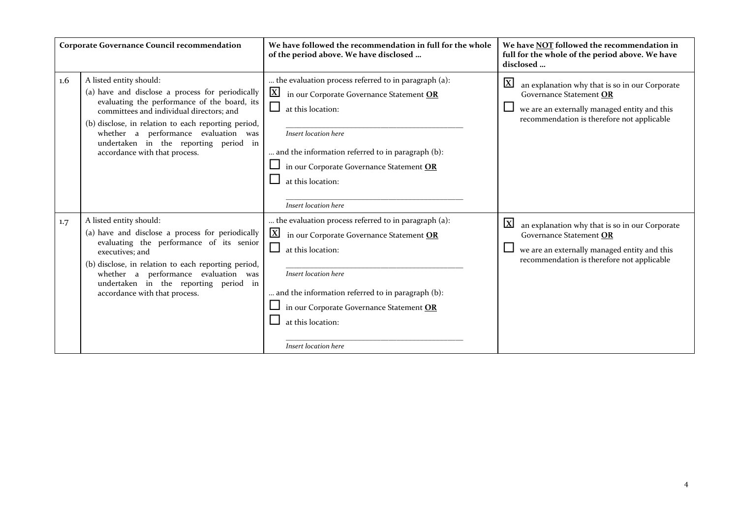| Corporate Governance Council recommendation | | We have followed the recommendation in full for the whole of the period above. We have disclosed … | We have **NOT** followed the recommendation in full for the whole of the period above. We have disclosed … |
|---|---|---|---|
| 1.6 | A listed entity should:<br>(a) have and disclose a process for periodically evaluating the performance of the board, its committees and individual directors; and<br>(b) disclose, in relation to each reporting period, whether a performance evaluation was undertaken in the reporting period in accordance with that process. | … the evaluation process referred to in paragraph (a):<br>☒ in our Corporate Governance Statement **OR**<br>☐ at this location:<br>\_\_\_\_\_\_\_\_\_\_\_\_\_\_\_\_\_\_\_\_\_\_\_\_\_<br>*Insert location here*<br>… and the information referred to in paragraph (b):<br>☐ in our Corporate Governance Statement **OR**<br>☐ at this location:<br>\_\_\_\_\_\_\_\_\_\_\_\_\_\_\_\_\_\_\_\_\_\_\_\_\_<br>*Insert location here* | ☒ an explanation why that is so in our Corporate Governance Statement **OR**<br>☐ we are an externally managed entity and this recommendation is therefore not applicable |
| 1.7 | A listed entity should:<br>(a) have and disclose a process for periodically evaluating the performance of its senior executives; and<br>(b) disclose, in relation to each reporting period, whether a performance evaluation was undertaken in the reporting period in accordance with that process. | … the evaluation process referred to in paragraph (a):<br>☒ in our Corporate Governance Statement **OR**<br>☐ at this location:<br>\_\_\_\_\_\_\_\_\_\_\_\_\_\_\_\_\_\_\_\_\_\_\_\_\_<br>*Insert location here*<br>… and the information referred to in paragraph (b):<br>☐ in our Corporate Governance Statement **OR**<br>☐ at this location:<br>\_\_\_\_\_\_\_\_\_\_\_\_\_\_\_\_\_\_\_\_\_\_\_\_\_<br>*Insert location here* | ☒ an explanation why that is so in our Corporate Governance Statement **OR**<br>☐ we are an externally managed entity and this recommendation is therefore not applicable |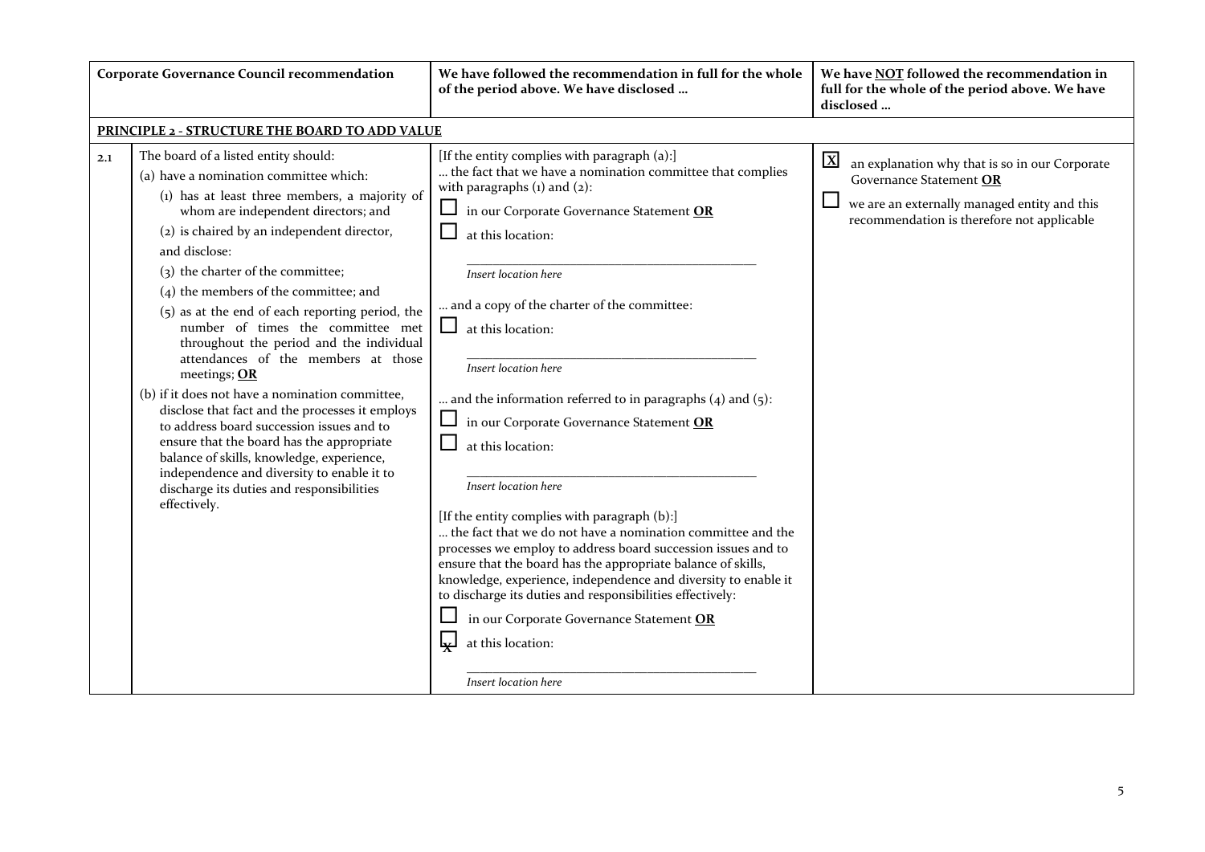| | Corporate Governance Council recommendation | We have followed the recommendation in full for the whole of the period above. We have disclosed … | We have NOT followed the recommendation in full for the whole of the period above. We have disclosed … |
|---|---|---|---|
| **PRINCIPLE 2 - STRUCTURE THE BOARD TO ADD VALUE** | | | |
| 2.1 | The board of a listed entity should:<br>(a) have a nomination committee which:<br>(1) has at least three members, a majority of whom are independent directors; and<br>(2) is chaired by an independent director,<br>and disclose:<br>(3) the charter of the committee;<br>(4) the members of the committee; and<br>(5) as at the end of each reporting period, the number of times the committee met throughout the period and the individual attendances of the members at those meetings; **OR**<br>(b) if it does not have a nomination committee, disclose that fact and the processes it employs to address board succession issues and to ensure that the board has the appropriate balance of skills, knowledge, experience, independence and diversity to enable it to discharge its duties and responsibilities effectively. | [If the entity complies with paragraph (a):]<br>… the fact that we have a nomination committee that complies with paragraphs (1) and (2):<br>☐ in our Corporate Governance Statement **OR**<br>☐ at this location:<br>______________________<br>*Insert location here*<br>… and a copy of the charter of the committee:<br>☐ at this location:<br>______________________<br>*Insert location here*<br>… and the information referred to in paragraphs (4) and (5):<br>☐ in our Corporate Governance Statement **OR**<br>☐ at this location:<br>______________________<br>*Insert location here*<br>[If the entity complies with paragraph (b):]<br>… the fact that we do not have a nomination committee and the processes we employ to address board succession issues and to ensure that the board has the appropriate balance of skills, knowledge, experience, independence and diversity to enable it to discharge its duties and responsibilities effectively:<br>☐ in our Corporate Governance Statement **OR**<br>☒ at this location:<br>______________________<br>*Insert location here* | ☒ an explanation why that is so in our Corporate Governance Statement **OR**<br>☐ we are an externally managed entity and this recommendation is therefore not applicable |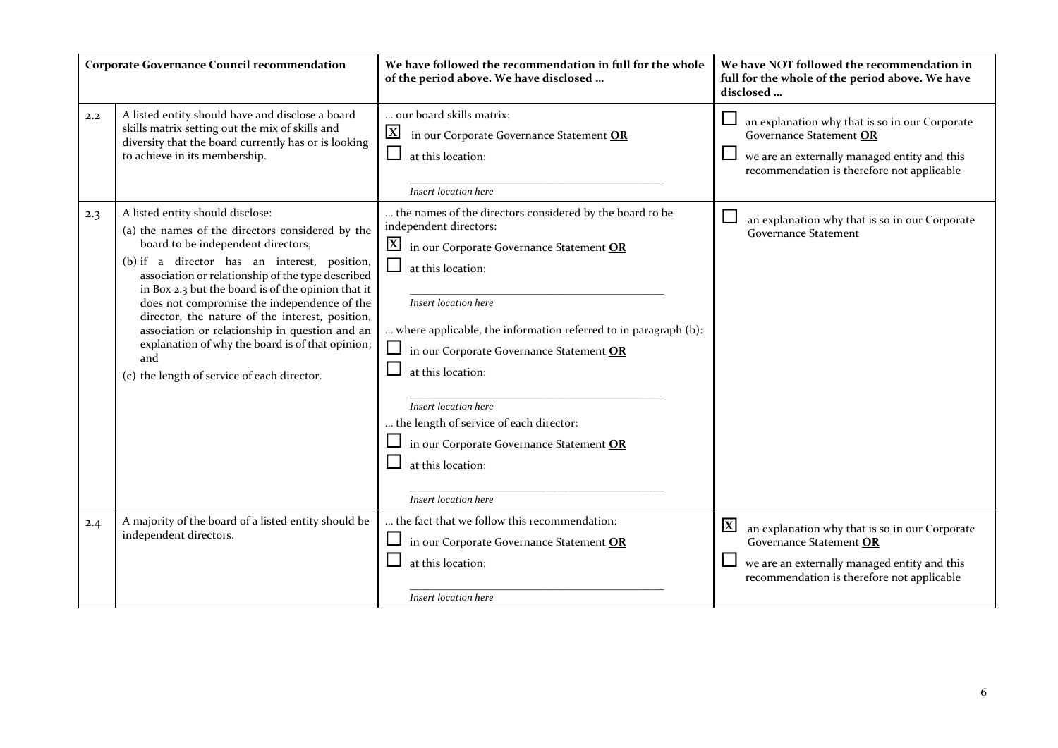| Corporate Governance Council recommendation | | We have followed the recommendation in full for the whole of the period above. We have disclosed … | We have **NOT** followed the recommendation in full for the whole of the period above. We have disclosed … |
|---|---|---|---|
| 2.2 | A listed entity should have and disclose a board skills matrix setting out the mix of skills and diversity that the board currently has or is looking to achieve in its membership. | … our board skills matrix:<br>☒ in our Corporate Governance Statement **OR**<br>☐ at this location:<br>_________________________<br>*Insert location here* | ☐ an explanation why that is so in our Corporate Governance Statement **OR**<br>☐ we are an externally managed entity and this recommendation is therefore not applicable |
| 2.3 | A listed entity should disclose:<br>(a) the names of the directors considered by the board to be independent directors;<br>(b) if a director has an interest, position, association or relationship of the type described in Box 2.3 but the board is of the opinion that it does not compromise the independence of the director, the nature of the interest, position, association or relationship in question and an explanation of why the board is of that opinion; and<br>(c) the length of service of each director. | … the names of the directors considered by the board to be independent directors:<br>☒ in our Corporate Governance Statement **OR**<br>☐ at this location:<br>_________________________<br>*Insert location here*<br>… where applicable, the information referred to in paragraph (b):<br>☐ in our Corporate Governance Statement **OR**<br>☐ at this location:<br>_________________________<br>*Insert location here*<br>… the length of service of each director:<br>☐ in our Corporate Governance Statement **OR**<br>☐ at this location:<br>_________________________<br>*Insert location here* | ☐ an explanation why that is so in our Corporate Governance Statement |
| 2.4 | A majority of the board of a listed entity should be independent directors. | … the fact that we follow this recommendation:<br>☐ in our Corporate Governance Statement **OR**<br>☐ at this location:<br>_________________________<br>*Insert location here* | ☒ an explanation why that is so in our Corporate Governance Statement **OR**<br>☐ we are an externally managed entity and this recommendation is therefore not applicable |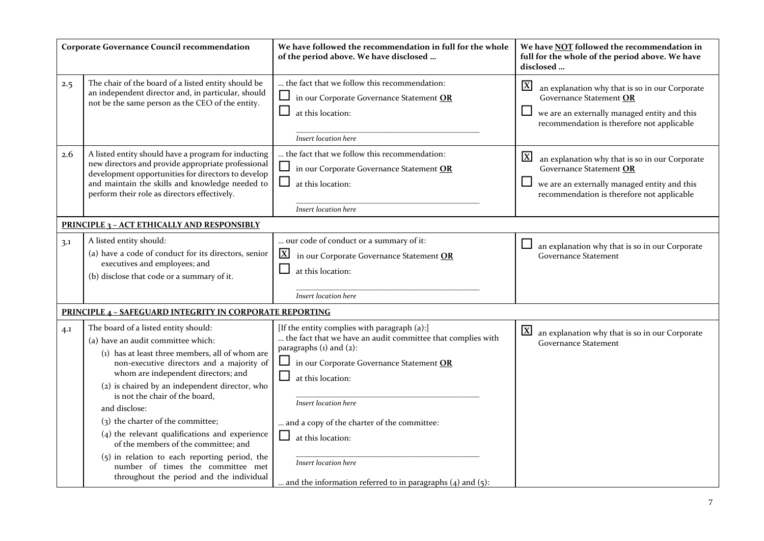| | Corporate Governance Council recommendation | We have followed the recommendation in full for the whole of the period above. We have disclosed … | We have NOT followed the recommendation in full for the whole of the period above. We have disclosed … |
|---|---|---|---|
| 2.5 | The chair of the board of a listed entity should be an independent director and, in particular, should not be the same person as the CEO of the entity. | … the fact that we follow this recommendation:<br>☐ in our Corporate Governance Statement **OR**<br>☐ at this location:<br>\_\_\_\_\_\_\_\_\_\_\_\_\_\_\_\_\_\_\_\_<br>*Insert location here* | ☒ an explanation why that is so in our Corporate Governance Statement **OR**<br>☐ we are an externally managed entity and this recommendation is therefore not applicable |
| 2.6 | A listed entity should have a program for inducting new directors and provide appropriate professional development opportunities for directors to develop and maintain the skills and knowledge needed to perform their role as directors effectively. | … the fact that we follow this recommendation:<br>☐ in our Corporate Governance Statement **OR**<br>☐ at this location:<br>\_\_\_\_\_\_\_\_\_\_\_\_\_\_\_\_\_\_\_\_<br>*Insert location here* | ☒ an explanation why that is so in our Corporate Governance Statement **OR**<br>☐ we are an externally managed entity and this recommendation is therefore not applicable |
| **PRINCIPLE 3 – ACT ETHICALLY AND RESPONSIBLY** | | | |
| 3.1 | A listed entity should:<br>(a) have a code of conduct for its directors, senior executives and employees; and<br>(b) disclose that code or a summary of it. | … our code of conduct or a summary of it:<br>☒ in our Corporate Governance Statement **OR**<br>☐ at this location:<br>\_\_\_\_\_\_\_\_\_\_\_\_\_\_\_\_\_\_\_\_<br>*Insert location here* | ☐ an explanation why that is so in our Corporate Governance Statement |
| **PRINCIPLE 4 – SAFEGUARD INTEGRITY IN CORPORATE REPORTING** | | | |
| 4.1 | The board of a listed entity should:<br>(a) have an audit committee which:<br>(1) has at least three members, all of whom are non-executive directors and a majority of whom are independent directors; and<br>(2) is chaired by an independent director, who is not the chair of the board,<br>and disclose:<br>(3) the charter of the committee;<br>(4) the relevant qualifications and experience of the members of the committee; and<br>(5) in relation to each reporting period, the number of times the committee met throughout the period and the individual | [If the entity complies with paragraph (a):]<br>… the fact that we have an audit committee that complies with paragraphs (1) and (2):<br>☐ in our Corporate Governance Statement **OR**<br>☐ at this location:<br>\_\_\_\_\_\_\_\_\_\_\_\_\_\_\_\_\_\_\_\_<br>*Insert location here*<br>… and a copy of the charter of the committee:<br>☐ at this location:<br>\_\_\_\_\_\_\_\_\_\_\_\_\_\_\_\_\_\_\_\_<br>*Insert location here*<br>… and the information referred to in paragraphs (4) and (5): | ☒ an explanation why that is so in our Corporate Governance Statement |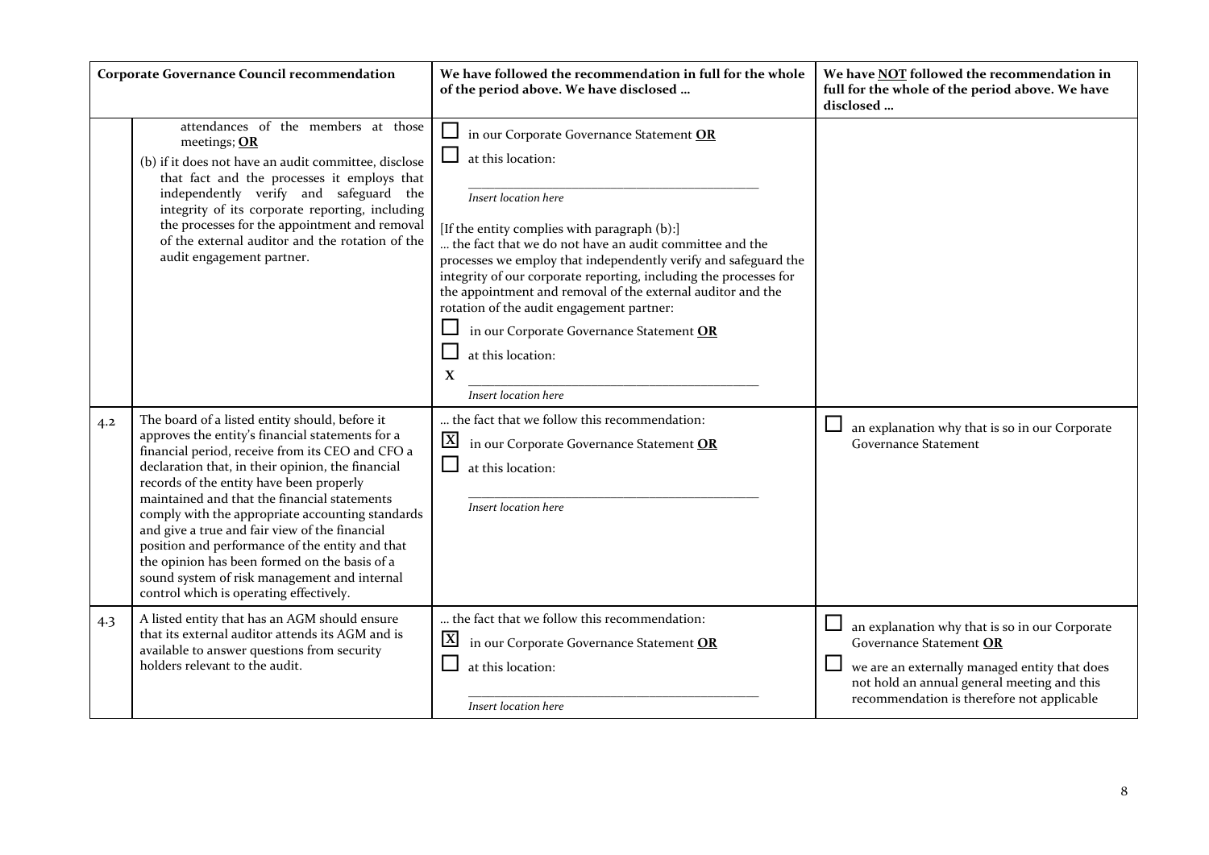| Corporate Governance Council recommendation | | We have followed the recommendation in full for the whole of the period above. We have disclosed … | We have **NOT** followed the recommendation in full for the whole of the period above. We have disclosed … |
|---|---|---|---|
| | attendances of the members at those meetings; **OR**<br>(b) if it does not have an audit committee, disclose that fact and the processes it employs that independently verify and safeguard the integrity of its corporate reporting, including the processes for the appointment and removal of the external auditor and the rotation of the audit engagement partner. | ☐ in our Corporate Governance Statement **OR**<br>☐ at this location:<br>\_\_\_\_\_\_\_\_\_\_\_\_\_\_\_\_\_\_\_\_<br>*Insert location here*<br>[If the entity complies with paragraph (b):]<br>… the fact that we do not have an audit committee and the processes we employ that independently verify and safeguard the integrity of our corporate reporting, including the processes for the appointment and removal of the external auditor and the rotation of the audit engagement partner:<br>☐ in our Corporate Governance Statement **OR**<br>☐ at this location:<br>X \_\_\_\_\_\_\_\_\_\_\_\_\_\_\_\_\_\_\_\_<br>*Insert location here* | |
| 4.2 | The board of a listed entity should, before it approves the entity's financial statements for a financial period, receive from its CEO and CFO a declaration that, in their opinion, the financial records of the entity have been properly maintained and that the financial statements comply with the appropriate accounting standards and give a true and fair view of the financial position and performance of the entity and that the opinion has been formed on the basis of a sound system of risk management and internal control which is operating effectively. | … the fact that we follow this recommendation:<br>☒ in our Corporate Governance Statement **OR**<br>☐ at this location:<br>\_\_\_\_\_\_\_\_\_\_\_\_\_\_\_\_\_\_\_\_<br>*Insert location here* | ☐ an explanation why that is so in our Corporate Governance Statement |
| 4.3 | A listed entity that has an AGM should ensure that its external auditor attends its AGM and is available to answer questions from security holders relevant to the audit. | … the fact that we follow this recommendation:<br>☒ in our Corporate Governance Statement **OR**<br>☐ at this location:<br>\_\_\_\_\_\_\_\_\_\_\_\_\_\_\_\_\_\_\_\_<br>*Insert location here* | ☐ an explanation why that is so in our Corporate Governance Statement **OR**<br>☐ we are an externally managed entity that does not hold an annual general meeting and this recommendation is therefore not applicable |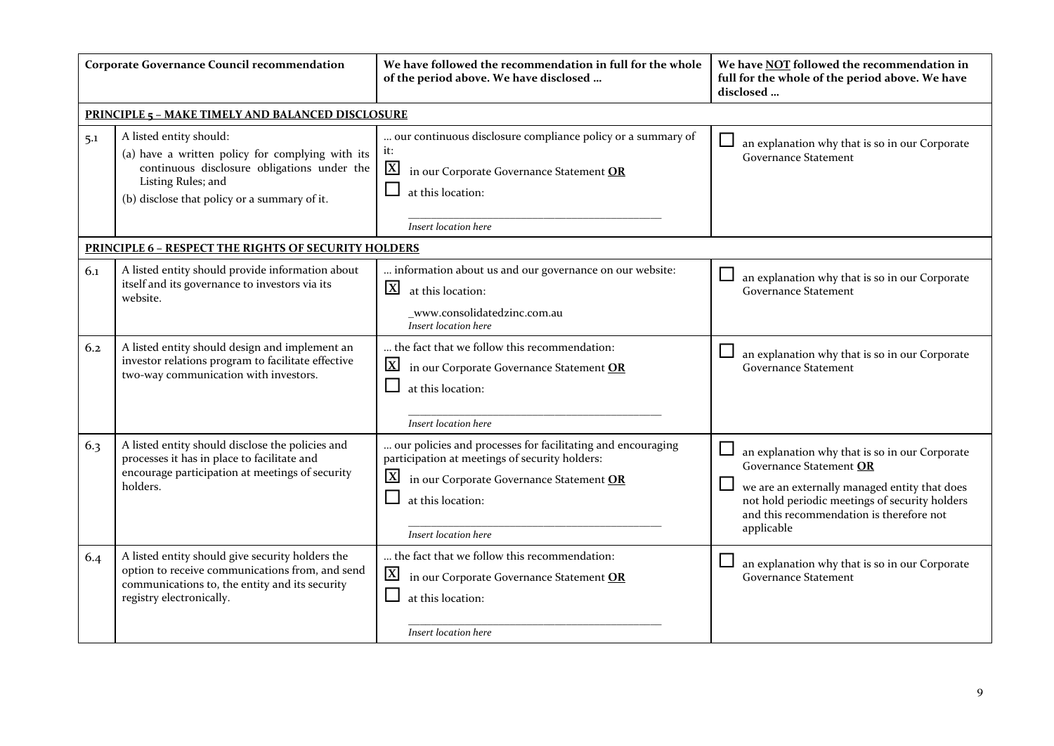| Corporate Governance Council recommendation | | We have followed the recommendation in full for the whole of the period above. We have disclosed … | We have NOT followed the recommendation in full for the whole of the period above. We have disclosed … |
|---|---|---|---|
| **PRINCIPLE 5 – MAKE TIMELY AND BALANCED DISCLOSURE** | | | |
| 5.1 | A listed entity should:<br>(a) have a written policy for complying with its continuous disclosure obligations under the Listing Rules; and<br>(b) disclose that policy or a summary of it. | … our continuous disclosure compliance policy or a summary of it:<br>☒ in our Corporate Governance Statement **OR**<br>☐ at this location:<br>______________________<br>*Insert location here* | ☐ an explanation why that is so in our Corporate Governance Statement |
| **PRINCIPLE 6 – RESPECT THE RIGHTS OF SECURITY HOLDERS** | | | |
| 6.1 | A listed entity should provide information about itself and its governance to investors via its website. | … information about us and our governance on our website:<br>☒ at this location:<br>_www.consolidatedzinc.com.au<br>*Insert location here* | ☐ an explanation why that is so in our Corporate Governance Statement |
| 6.2 | A listed entity should design and implement an investor relations program to facilitate effective two-way communication with investors. | … the fact that we follow this recommendation:<br>☒ in our Corporate Governance Statement **OR**<br>☐ at this location:<br>______________________<br>*Insert location here* | ☐ an explanation why that is so in our Corporate Governance Statement |
| 6.3 | A listed entity should disclose the policies and processes it has in place to facilitate and encourage participation at meetings of security holders. | … our policies and processes for facilitating and encouraging participation at meetings of security holders:<br>☒ in our Corporate Governance Statement **OR**<br>☐ at this location:<br>______________________<br>*Insert location here* | ☐ an explanation why that is so in our Corporate Governance Statement **OR**<br>☐ we are an externally managed entity that does not hold periodic meetings of security holders and this recommendation is therefore not applicable |
| 6.4 | A listed entity should give security holders the option to receive communications from, and send communications to, the entity and its security registry electronically. | … the fact that we follow this recommendation:<br>☒ in our Corporate Governance Statement **OR**<br>☐ at this location:<br>______________________<br>*Insert location here* | ☐ an explanation why that is so in our Corporate Governance Statement |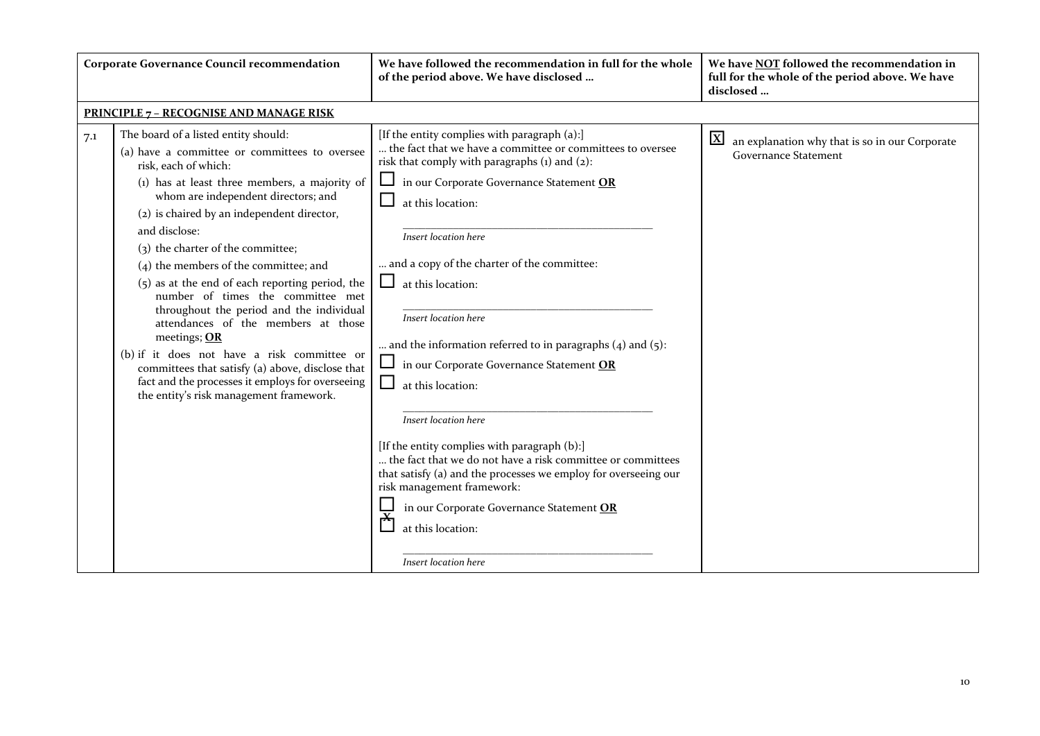| Corporate Governance Council recommendation | | We have followed the recommendation in full for the whole of the period above. We have disclosed … | We have **NOT** followed the recommendation in full for the whole of the period above. We have disclosed … |
|---|---|---|---|
| **PRINCIPLE 7 – RECOGNISE AND MANAGE RISK** | | | |
| 7.1 | The board of a listed entity should:<br>(a) have a committee or committees to oversee risk, each of which:<br>(1) has at least three members, a majority of whom are independent directors; and<br>(2) is chaired by an independent director,<br>and disclose:<br>(3) the charter of the committee;<br>(4) the members of the committee; and<br>(5) as at the end of each reporting period, the number of times the committee met throughout the period and the individual attendances of the members at those meetings; **OR**<br>(b) if it does not have a risk committee or committees that satisfy (a) above, disclose that fact and the processes it employs for overseeing the entity's risk management framework. | [If the entity complies with paragraph (a):]<br>… the fact that we have a committee or committees to oversee risk that comply with paragraphs (1) and (2):<br>☐ in our Corporate Governance Statement **OR**<br>☐ at this location:<br>\_\_\_\_\_\_\_\_\_\_\_\_\_\_\_\_\_\_\_\_<br>*Insert location here*<br>… and a copy of the charter of the committee:<br>☐ at this location:<br>\_\_\_\_\_\_\_\_\_\_\_\_\_\_\_\_\_\_\_\_<br>*Insert location here*<br>… and the information referred to in paragraphs (4) and (5):<br>☐ in our Corporate Governance Statement **OR**<br>☐ at this location:<br>\_\_\_\_\_\_\_\_\_\_\_\_\_\_\_\_\_\_\_\_<br>*Insert location here*<br>[If the entity complies with paragraph (b):]<br>… the fact that we do not have a risk committee or committees that satisfy (a) and the processes we employ for overseeing our risk management framework:<br>☐ in our Corporate Governance Statement **OR**<br>☒ at this location:<br>\_\_\_\_\_\_\_\_\_\_\_\_\_\_\_\_\_\_\_\_<br>*Insert location here* | ☒ an explanation why that is so in our Corporate Governance Statement |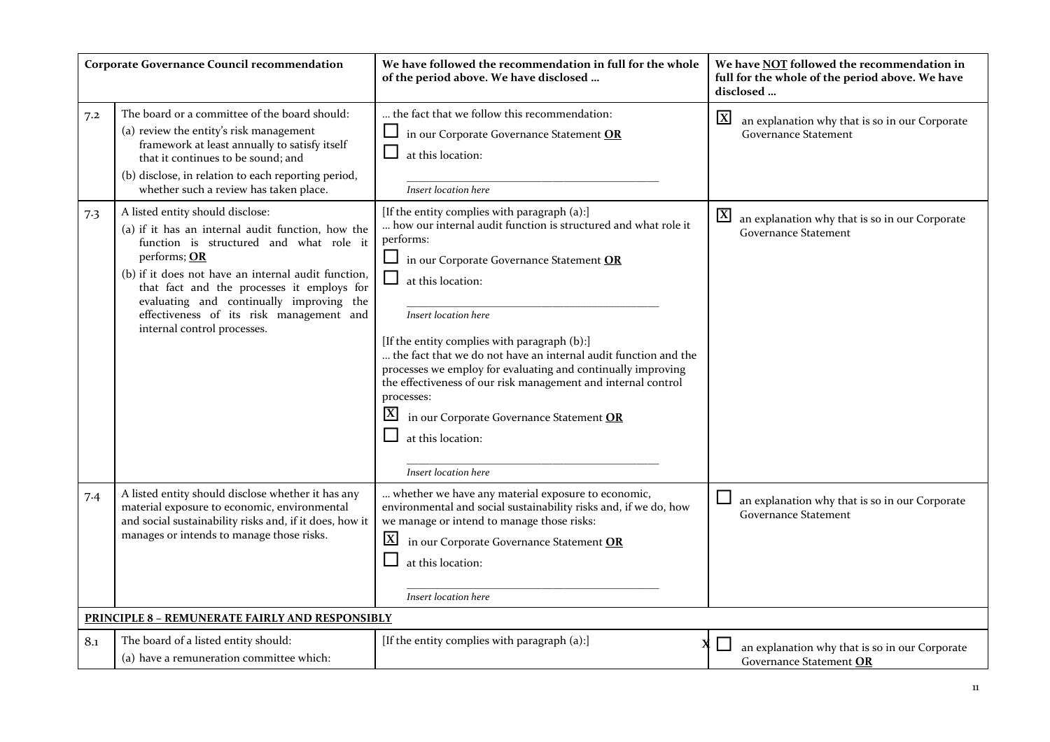| Corporate Governance Council recommendation | | We have followed the recommendation in full for the whole of the period above. We have disclosed … | We have NOT followed the recommendation in full for the whole of the period above. We have disclosed … |
|---|---|---|---|
| 7.2 | The board or a committee of the board should:<br>(a) review the entity's risk management framework at least annually to satisfy itself that it continues to be sound; and<br>(b) disclose, in relation to each reporting period, whether such a review has taken place. | … the fact that we follow this recommendation:<br>☐ in our Corporate Governance Statement **OR**<br>☐ at this location:<br>\_\_\_\_\_\_\_\_\_\_\_\_\_\_\_\_\_\_\_\_<br>*Insert location here* | ☒ an explanation why that is so in our Corporate Governance Statement |
| 7.3 | A listed entity should disclose:<br>(a) if it has an internal audit function, how the function is structured and what role it performs; **OR**<br>(b) if it does not have an internal audit function, that fact and the processes it employs for evaluating and continually improving the effectiveness of its risk management and internal control processes. | [If the entity complies with paragraph (a):]<br>… how our internal audit function is structured and what role it performs:<br>☐ in our Corporate Governance Statement **OR**<br>☐ at this location:<br>\_\_\_\_\_\_\_\_\_\_\_\_\_\_\_\_\_\_\_\_<br>*Insert location here*<br>[If the entity complies with paragraph (b):]<br>… the fact that we do not have an internal audit function and the processes we employ for evaluating and continually improving the effectiveness of our risk management and internal control processes:<br>☒ in our Corporate Governance Statement **OR**<br>☐ at this location:<br>\_\_\_\_\_\_\_\_\_\_\_\_\_\_\_\_\_\_\_\_<br>*Insert location here* | ☒ an explanation why that is so in our Corporate Governance Statement |
| 7.4 | A listed entity should disclose whether it has any material exposure to economic, environmental and social sustainability risks and, if it does, how it manages or intends to manage those risks. | … whether we have any material exposure to economic, environmental and social sustainability risks and, if we do, how we manage or intend to manage those risks:<br>☒ in our Corporate Governance Statement **OR**<br>☐ at this location:<br>\_\_\_\_\_\_\_\_\_\_\_\_\_\_\_\_\_\_\_\_<br>*Insert location here* | ☐ an explanation why that is so in our Corporate Governance Statement |
| **PRINCIPLE 8 – REMUNERATE FAIRLY AND RESPONSIBLY** | | | |
| 8.1 | The board of a listed entity should:<br>(a) have a remuneration committee which: | [If the entity complies with paragraph (a):] | X ☐ an explanation why that is so in our Corporate Governance Statement **OR** |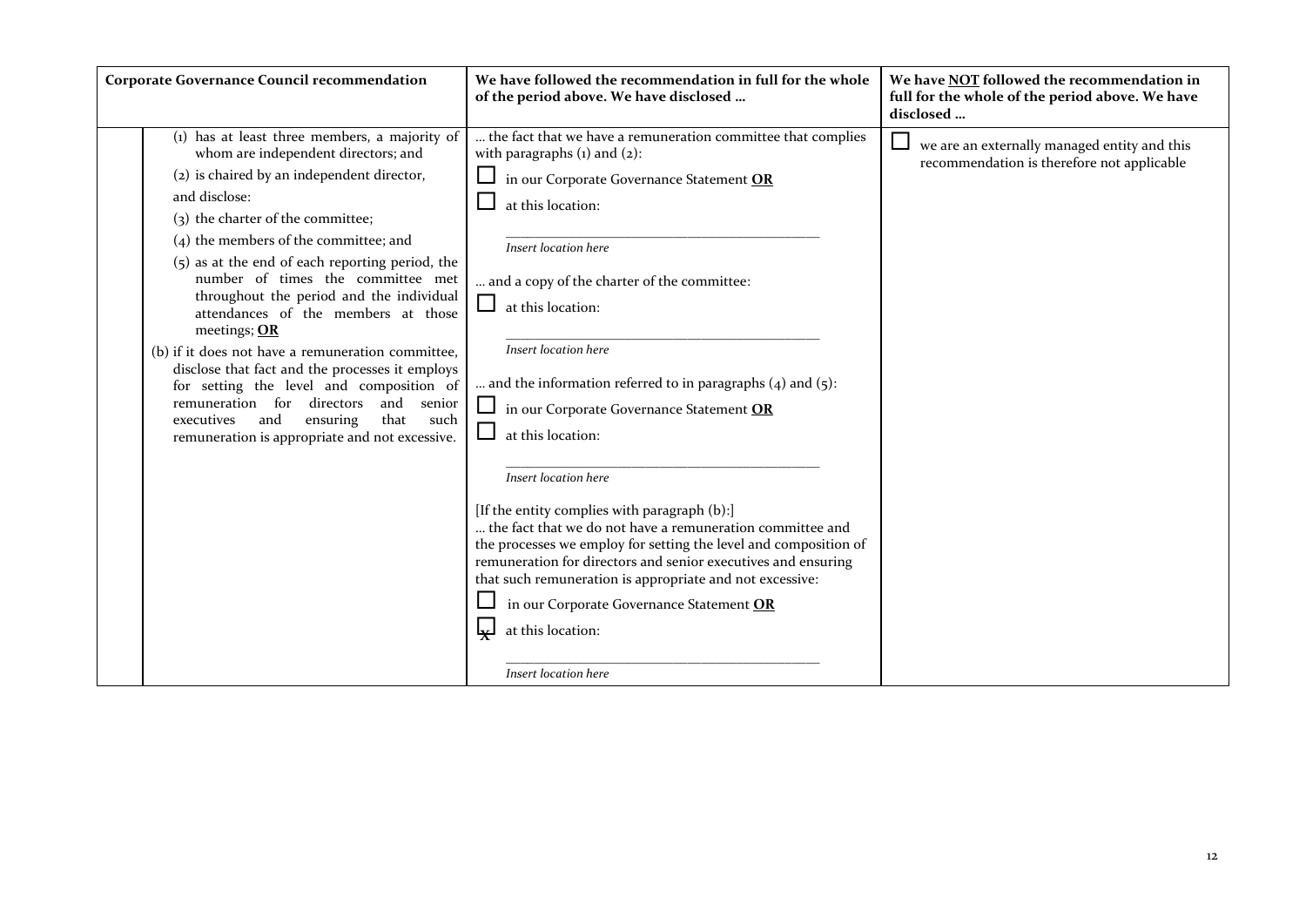| Corporate Governance Council recommendation | | We have followed the recommendation in full for the whole of the period above. We have disclosed … | We have <u>NOT</u> followed the recommendation in full for the whole of the period above. We have disclosed … |
|---|---|---|---|
| | (1) has at least three members, a majority of whom are independent directors; and<br>(2) is chaired by an independent director,<br>and disclose:<br>(3) the charter of the committee;<br>(4) the members of the committee; and<br>(5) as at the end of each reporting period, the number of times the committee met throughout the period and the individual attendances of the members at those meetings; **OR**<br>(b) if it does not have a remuneration committee, disclose that fact and the processes it employs for setting the level and composition of remuneration for directors and senior executives and ensuring that such remuneration is appropriate and not excessive. | … the fact that we have a remuneration committee that complies with paragraphs (1) and (2):<br>☐ in our Corporate Governance Statement **OR**<br>☐ at this location:<br>_Insert location here_<br>… and a copy of the charter of the committee:<br>☐ at this location:<br>_Insert location here_<br>… and the information referred to in paragraphs (4) and (5):<br>☐ in our Corporate Governance Statement **OR**<br>☐ at this location:<br>_Insert location here_<br>[If the entity complies with paragraph (b):]<br>… the fact that we do not have a remuneration committee and the processes we employ for setting the level and composition of remuneration for directors and senior executives and ensuring that such remuneration is appropriate and not excessive:<br>☐ in our Corporate Governance Statement **OR**<br>☒ at this location:<br>_Insert location here_ | ☐ we are an externally managed entity and this recommendation is therefore not applicable |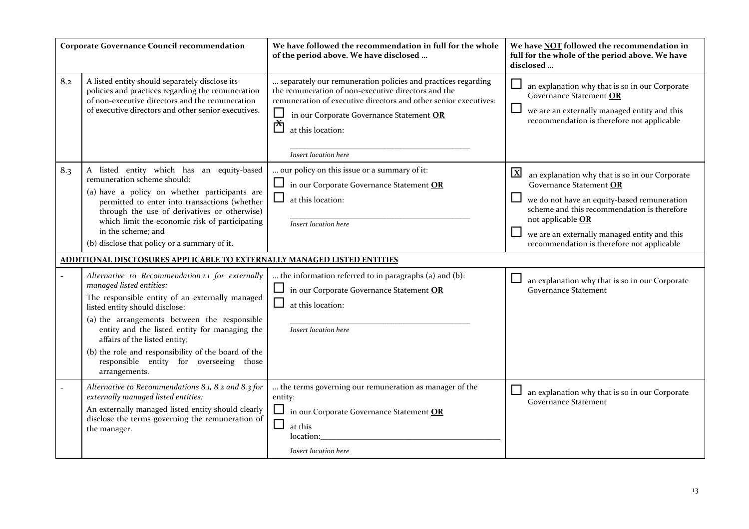| Corporate Governance Council recommendation | | We have followed the recommendation in full for the whole of the period above. We have disclosed … | We have NOT followed the recommendation in full for the whole of the period above. We have disclosed … |
|---|---|---|---|
| 8.2 | A listed entity should separately disclose its policies and practices regarding the remuneration of non-executive directors and the remuneration of executive directors and other senior executives. | … separately our remuneration policies and practices regarding the remuneration of non-executive directors and the remuneration of executive directors and other senior executives:<br>☐ in our Corporate Governance Statement **OR**<br>☒ at this location:<br>\_\_\_\_\_\_\_\_\_\_\_\_\_\_\_\_\_\_\_\_\_\_\_\_<br>*Insert location here* | ☐ an explanation why that is so in our Corporate Governance Statement **OR**<br>☐ we are an externally managed entity and this recommendation is therefore not applicable |
| 8.3 | A listed entity which has an equity-based remuneration scheme should:<br>(a) have a policy on whether participants are permitted to enter into transactions (whether through the use of derivatives or otherwise) which limit the economic risk of participating in the scheme; and<br>(b) disclose that policy or a summary of it. | … our policy on this issue or a summary of it:<br>☐ in our Corporate Governance Statement **OR**<br>☐ at this location:<br>\_\_\_\_\_\_\_\_\_\_\_\_\_\_\_\_\_\_\_\_\_\_\_\_<br>*Insert location here* | ☒ an explanation why that is so in our Corporate Governance Statement **OR**<br>☐ we do not have an equity-based remuneration scheme and this recommendation is therefore not applicable **OR**<br>☐ we are an externally managed entity and this recommendation is therefore not applicable |
| **ADDITIONAL DISCLOSURES APPLICABLE TO EXTERNALLY MANAGED LISTED ENTITIES** | | | |
| - | *Alternative to Recommendation 1.1 for externally managed listed entities:*<br>The responsible entity of an externally managed listed entity should disclose:<br>(a) the arrangements between the responsible entity and the listed entity for managing the affairs of the listed entity;<br>(b) the role and responsibility of the board of the responsible entity for overseeing those arrangements. | … the information referred to in paragraphs (a) and (b):<br>☐ in our Corporate Governance Statement **OR**<br>☐ at this location:<br>\_\_\_\_\_\_\_\_\_\_\_\_\_\_\_\_\_\_\_\_\_\_\_\_<br>*Insert location here* | ☐ an explanation why that is so in our Corporate Governance Statement |
| - | *Alternative to Recommendations 8.1, 8.2 and 8.3 for externally managed listed entities:*<br>An externally managed listed entity should clearly disclose the terms governing the remuneration of the manager. | … the terms governing our remuneration as manager of the entity:<br>☐ in our Corporate Governance Statement **OR**<br>☐ at this location:\_\_\_\_\_\_\_\_\_\_\_\_\_\_\_\_\_\_\_\_\_\_\_\_<br>*Insert location here* | ☐ an explanation why that is so in our Corporate Governance Statement |